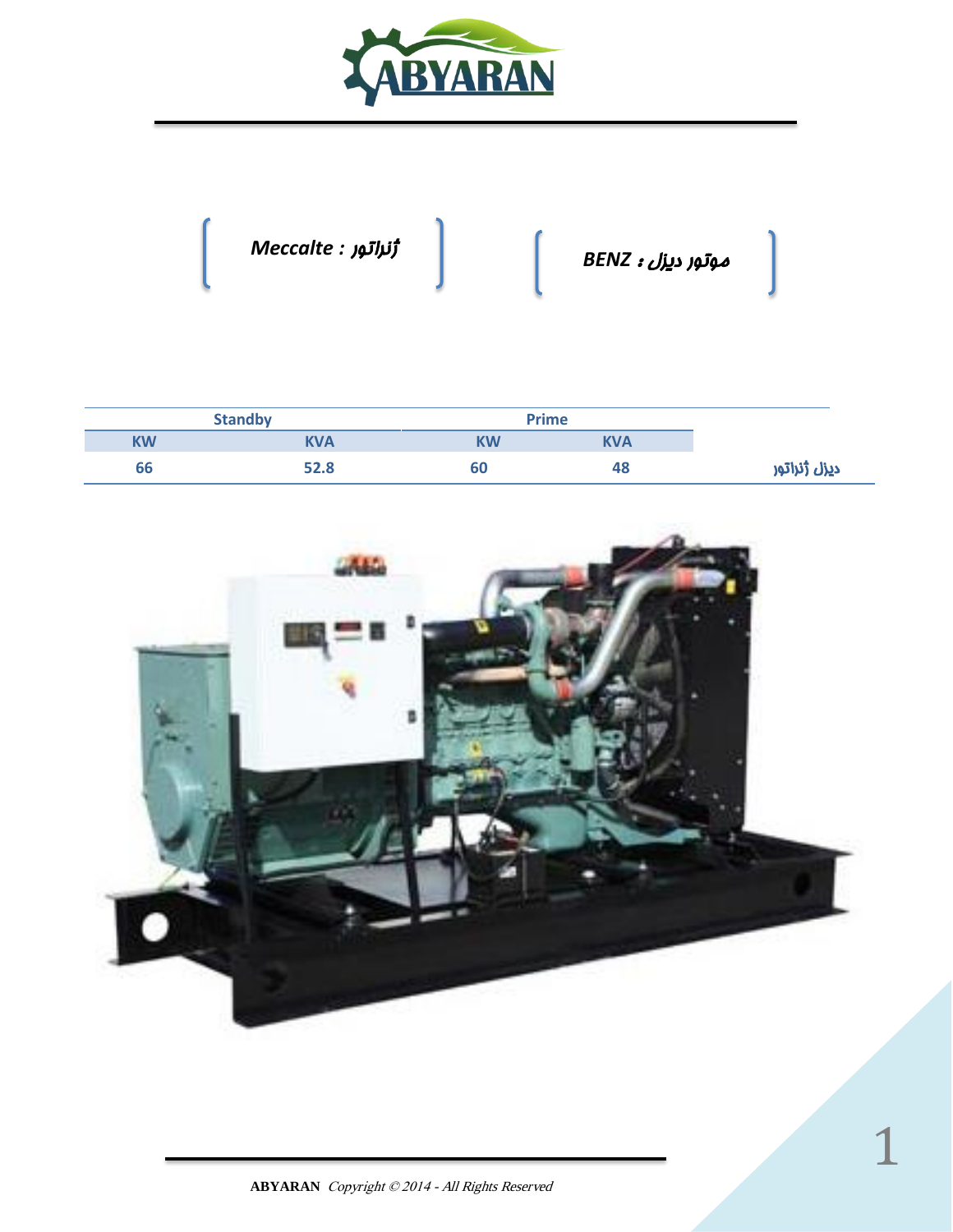موتور دیزل : BENZ

ژنراتور : Meccalte

| | Standby | | Prime | |
|---|---|---|---|---|
| | KW | KVA | KW | KVA |
| دیزل ژنراتور | 66 | 52.8 | 60 | 48 |

**ABYARAN** *Copyright © 2014 - All Rights Reserved*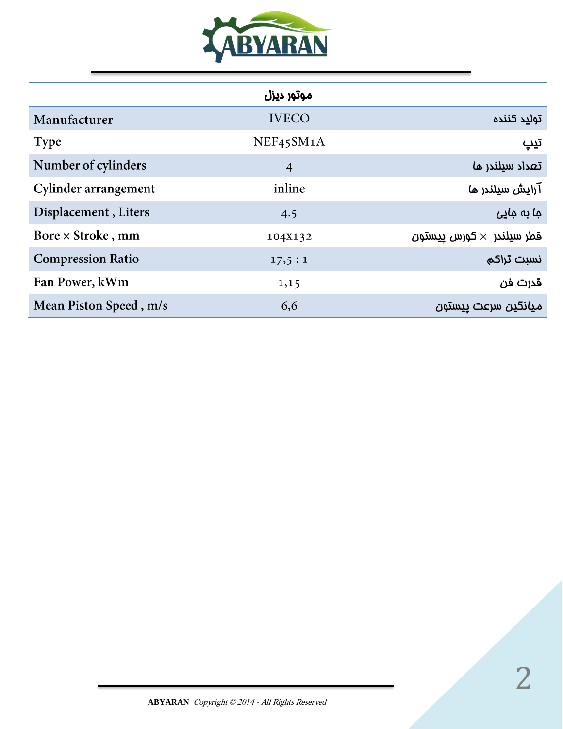ABYARAN

| موتور دیزل | | |
|---|---|---|
| Manufacturer | IVECO | تولید کننده |
| Type | NEF45SM1A | تیپ |
| Number of cylinders | 4 | تعداد سیلندر ها |
| Cylinder arrangement | inline | آرایش سیلندر ها |
| Displacement , Liters | 4.5 | جا به جایی |
| Bore × Stroke , mm | 104x132 | قطر سیلندر × کورس پیستون |
| Compression Ratio | 17,5 : 1 | نسبت تراکم |
| Fan Power, kWm | 1,15 | قدرت فن |
| Mean Piston Speed , m/s | 6,6 | میانگین سرعت پیستون |

**ABYARAN** *Copyright © 2014 - All Rights Reserved*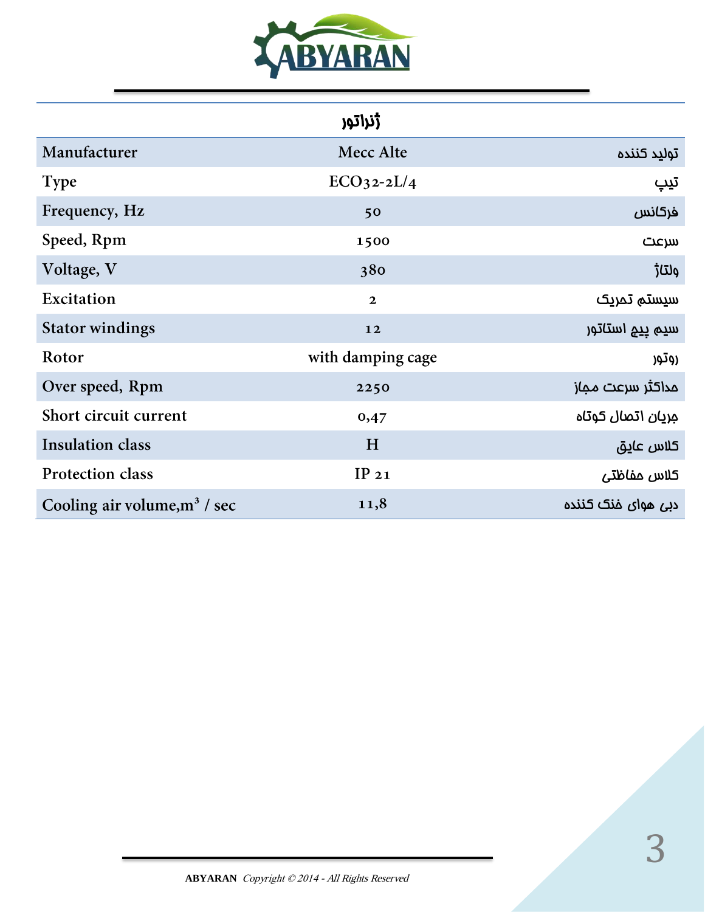ABYARAN

| ژنراتور | | |
|---|---|---|
| Manufacturer | Mecc Alte | تولید کننده |
| Type | ECO32-2L/4 | تیپ |
| Frequency, Hz | 50 | فرکانس |
| Speed, Rpm | 1500 | سرعت |
| Voltage, V | 380 | ولتاژ |
| Excitation | 2 | سیستم تحریک |
| Stator windings | 12 | سیم پیچ استاتور |
| Rotor | with damping cage | روتور |
| Over speed, Rpm | 2250 | حداکثر سرعت مجاز |
| Short circuit current | 0,47 | جریان اتصال کوتاه |
| Insulation class | H | کلاس عایق |
| Protection class | IP 21 | کلاس حفاظتی |
| Cooling air volume,$m^3$ / sec | 11,8 | دبی هوای خنک کننده |

**ABYARAN** *Copyright © 2014 - All Rights Reserved*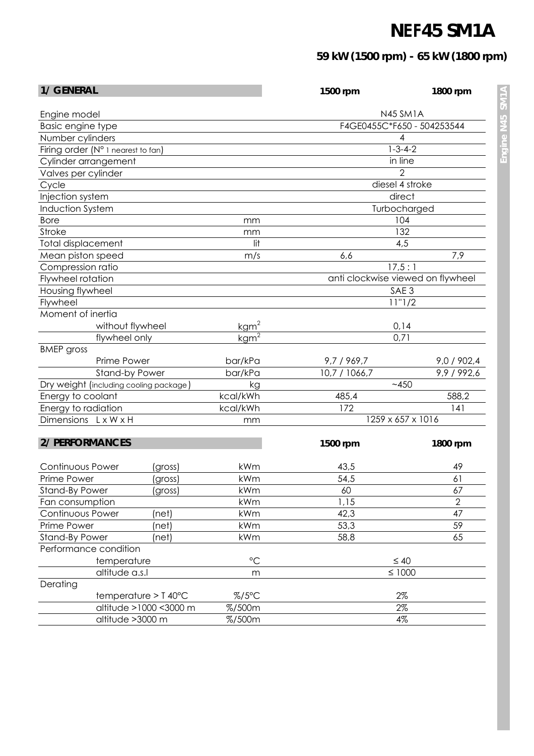# NEF45 SM1A

## 59 kW (1500 rpm) - 65 kW (1800 rpm)

| 1/ GENERAL | | 1500 rpm | 1800 rpm |
|---|---|---|---|
| Engine model | | N45 SM1A | |
| Basic engine type | | F4GE0455C*F650 - 504253544 | |
| Number cylinders | | 4 | |
| Firing order (N° 1 nearest to fan) | | 1-3-4-2 | |
| Cylinder arrangement | | in line | |
| Valves per cylinder | | 2 | |
| Cycle | | diesel 4 stroke | |
| Injection system | | direct | |
| Induction System | | Turbocharged | |
| Bore | mm | 104 | |
| Stroke | mm | 132 | |
| Total displacement | lit | 4,5 | |
| Mean piston speed | m/s | 6,6 | 7,9 |
| Compression ratio | | 17,5 : 1 | |
| Flywheel rotation | | anti clockwise viewed on flywheel | |
| Housing flywheel | | SAE 3 | |
| Flywheel | | 11"1/2 | |
| Moment of inertia | | | |
| without flywheel | $kgm^2$ | 0,14 | |
| flywheel only | $kgm^2$ | 0,71 | |
| BMEP gross | | | |
| Prime Power | bar/kPa | 9,7 / 969,7 | 9,0 / 902,4 |
| Stand-by Power | bar/kPa | 10,7 / 1066,7 | 9,9 / 992,6 |
| Dry weight (including cooling package) | kg | ~450 | |
| Energy to coolant | kcal/kWh | 485,4 | 588,2 |
| Energy to radiation | kcal/kWh | 172 | 141 |
| Dimensions L x W x H | mm | 1259 x 657 x 1016 | |

| 2/ PERFORMANCES | | | 1500 rpm | 1800 rpm |
|---|---|---|---|---|
| Continuous Power | (gross) | kWm | 43,5 | 49 |
| Prime Power | (gross) | kWm | 54,5 | 61 |
| Stand-By Power | (gross) | kWm | 60 | 67 |
| Fan consumption | | kWm | 1,15 | 2 |
| Continuous Power | (net) | kWm | 42,3 | 47 |
| Prime Power | (net) | kWm | 53,3 | 59 |
| Stand-By Power | (net) | kWm | 58,8 | 65 |
| Performance condition | | | | |
| temperature | | °C | ≤ 40 | |
| altitude a.s.l | | m | ≤ 1000 | |
| Derating | | | | |
| temperature > T 40°C | | %/5°C | 2% | |
| altitude >1000 <3000 m | | %/500m | 2% | |
| altitude >3000 m | | %/500m | 4% | |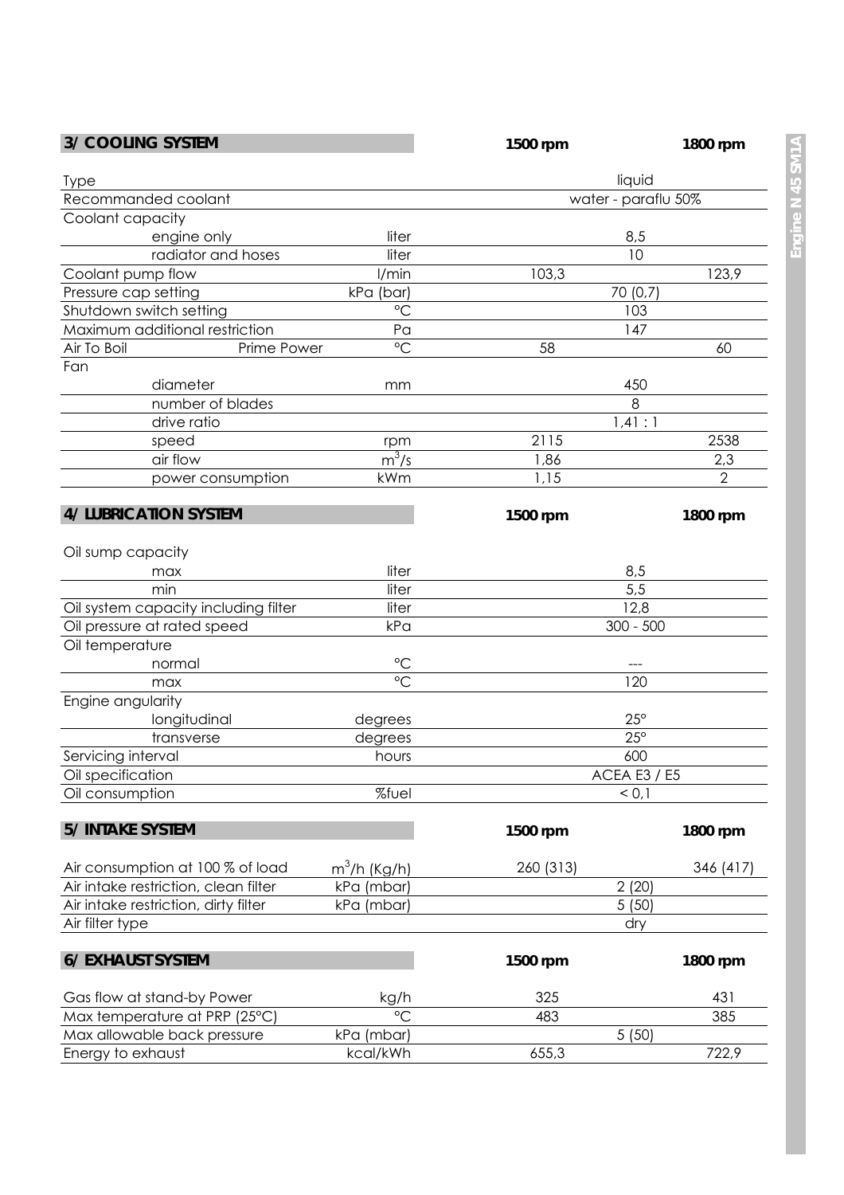## 3/ COOLING SYSTEM

| | | 1500 rpm | 1800 rpm |
|---|---|---|---|
| Type | | liquid | |
| Recommanded coolant | | water - paraflu 50% | |
| Coolant capacity | | | |
| engine only | liter | 8,5 | |
| radiator and hoses | liter | 10 | |
| Coolant pump flow | l/min | 103,3 | 123,9 |
| Pressure cap setting | kPa (bar) | 70 (0,7) | |
| Shutdown switch setting | °C | 103 | |
| Maximum additional restriction | Pa | 147 | |
| Air To Boil — Prime Power | °C | 58 | 60 |
| Fan | | | |
| diameter | mm | 450 | |
| number of blades | | 8 | |
| drive ratio | | 1,41 : 1 | |
| speed | rpm | 2115 | 2538 |
| air flow | $m^3/s$ | 1,86 | 2,3 |
| power consumption | kWm | 1,15 | 2 |

## 4/ LUBRICATION SYSTEM

| | | 1500 rpm | 1800 rpm |
|---|---|---|---|
| Oil sump capacity | | | |
| max | liter | 8,5 | |
| min | liter | 5,5 | |
| Oil system capacity including filter | liter | 12,8 | |
| Oil pressure at rated speed | kPa | 300 - 500 | |
| Oil temperature | | | |
| normal | °C | --- | |
| max | °C | 120 | |
| Engine angularity | | | |
| longitudinal | degrees | 25° | |
| transverse | degrees | 25° | |
| Servicing interval | hours | 600 | |
| Oil specification | | ACEA E3 / E5 | |
| Oil consumption | %fuel | < 0,1 | |

## 5/ INTAKE SYSTEM

| | | 1500 rpm | 1800 rpm |
|---|---|---|---|
| Air consumption at 100 % of load | $m^3/h$ (Kg/h) | 260 (313) | 346 (417) |
| Air intake restriction, clean filter | kPa (mbar) | 2 (20) | |
| Air intake restriction, dirty filter | kPa (mbar) | 5 (50) | |
| Air filter type | | dry | |

## 6/ EXHAUST SYSTEM

| | | 1500 rpm | 1800 rpm |
|---|---|---|---|
| Gas flow at stand-by Power | kg/h | 325 | 431 |
| Max temperature at PRP (25°C) | °C | 483 | 385 |
| Max allowable back pressure | kPa (mbar) | 5 (50) | |
| Energy to exhaust | kcal/kWh | 655,3 | 722,9 |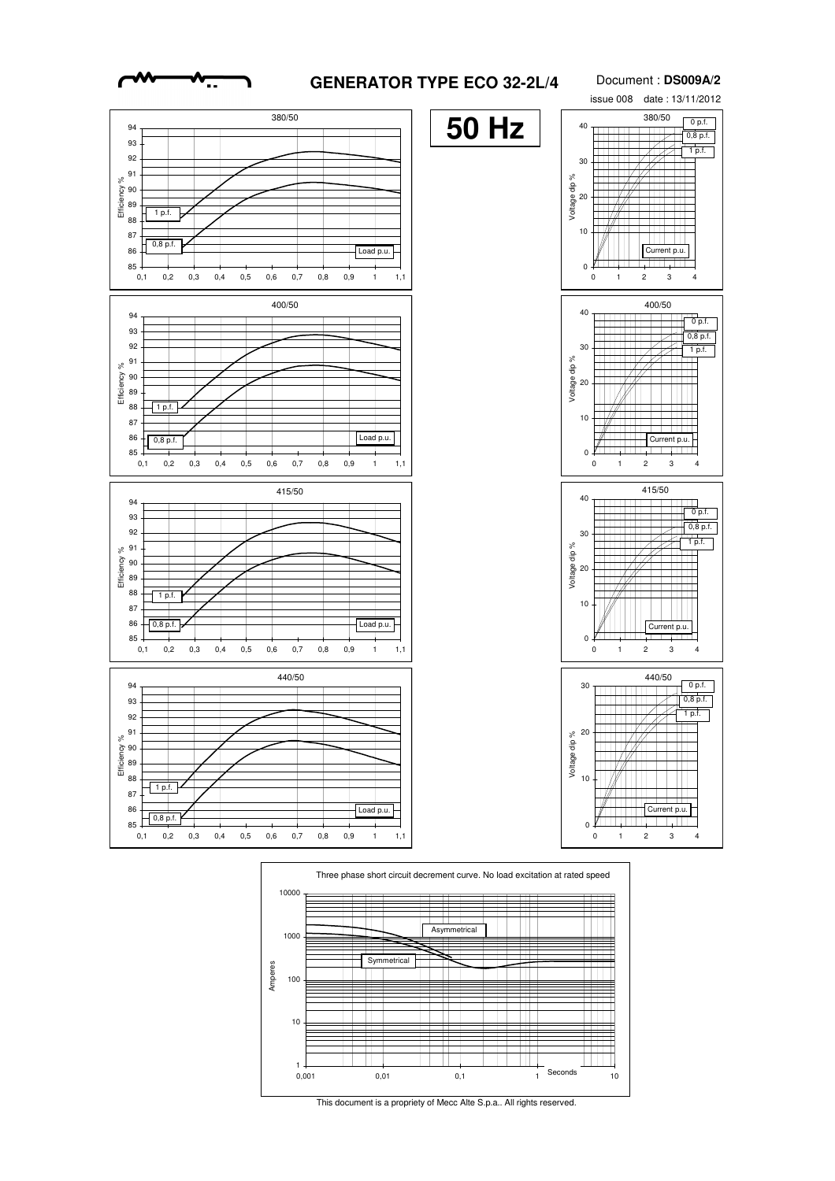# GENERATOR TYPE ECO 32-2L/4

Document : **DS009A/2**

issue 008 date : 13/11/2012

**50 Hz**

380/50

Efficiency %

1 p.f.

0,8 p.f.

Load p.u.

380/50

Voltage dip %

0 p.f.

0,8 p.f.

1 p.f.

Current p.u.

400/50

Efficiency %

1 p.f.

0,8 p.f.

Load p.u.

400/50

Voltage dip %

0 p.f.

0,8 p.f.

1 p.f.

Current p.u.

415/50

Efficiency %

1 p.f.

0,8 p.f.

Load p.u.

415/50

Voltage dip %

0 p.f.

0,8 p.f.

1 p.f.

Current p.u.

440/50

Efficiency %

1 p.f.

0,8 p.f.

Load p.u.

440/50

Voltage dip %

0 p.f.

0,8 p.f.

1 p.f.

Current p.u.

Three phase short circuit decrement curve. No load excitation at rated speed

Amperes

Asymmetrical

Symmetrical

Seconds

This document is a propriety of Mecc Alte S.p.a.. All rights reserved.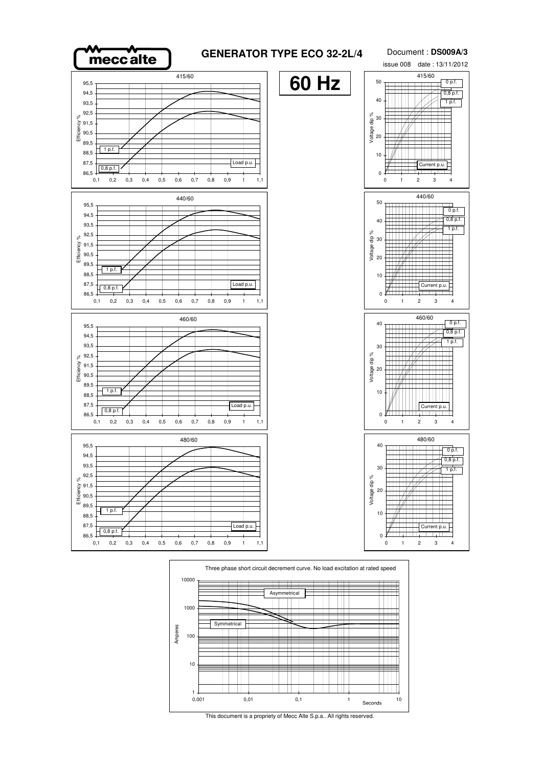# GENERATOR TYPE ECO 32-2L/4

Document : **DS009A/3**

issue 008 date : 13/11/2012

## 60 Hz

415/60

Efficiency % — 1 p.f., 0,8 p.f. — Load p.u.

440/60

Efficiency % — 1 p.f., 0,8 p.f. — Load p.u.

460/60

Efficiency % — 1 p.f., 0,8 p.f. — Load p.u.

480/60

Efficiency % — 1 p.f., 0,8 p.f. — Load p.u.

415/60

Voltage dip % — 0 p.f., 0,8 p.f., 1 p.f. — Current p.u.

440/60

Voltage dip % — 0 p.f., 0,8 p.f., 1 p.f. — Current p.u.

460/60

Voltage dip % — 0 p.f., 0,8 p.f., 1 p.f. — Current p.u.

480/60

Voltage dip % — 0 p.f., 0,8 p.f., 1 p.f. — Current p.u.

Three phase short circuit decrement curve. No load excitation at rated speed

Amperes — Asymmetrical, Symmetrical — Seconds

This document is a propriety of Mecc Alte S.p.a.. All rights reserved.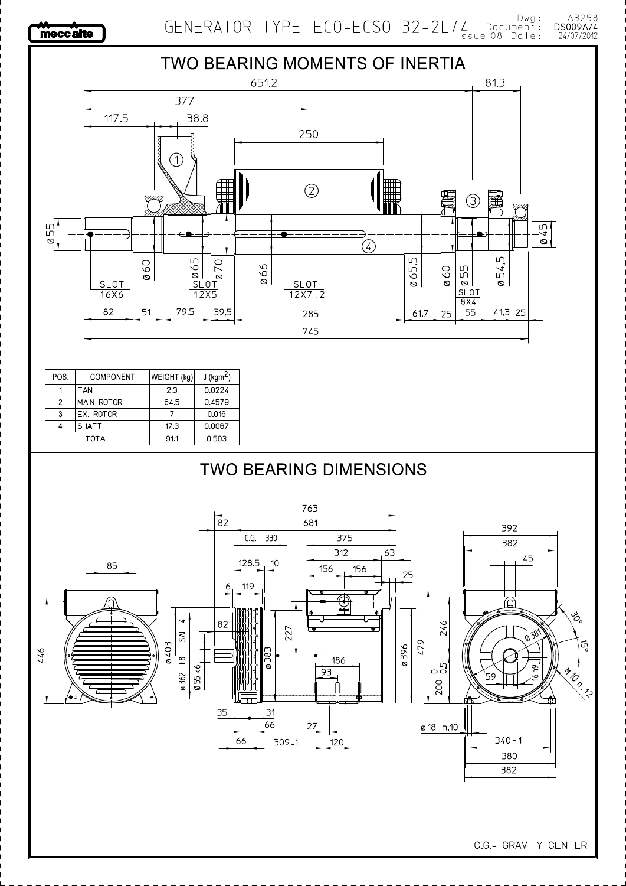# GENERATOR TYPE ECO-ECSO 32-2L/4

Dwg: A3258
Document: DS009A/4
Issue 08 Date: 24/07/2012

## TWO BEARING MOMENTS OF INERTIA

| POS. | COMPONENT | WEIGHT (kg) | J ($kgm^2$) |
|---|---|---|---|
| 1 | FAN | 2.3 | 0.0224 |
| 2 | MAIN ROTOR | 64.5 | 0.4579 |
| 3 | EX. ROTOR | 7 | 0.016 |
| 4 | SHAFT | 17.3 | 0.0067 |
| TOTAL | | 91.1 | 0.503 |

## TWO BEARING DIMENSIONS

C.G.= GRAVITY CENTER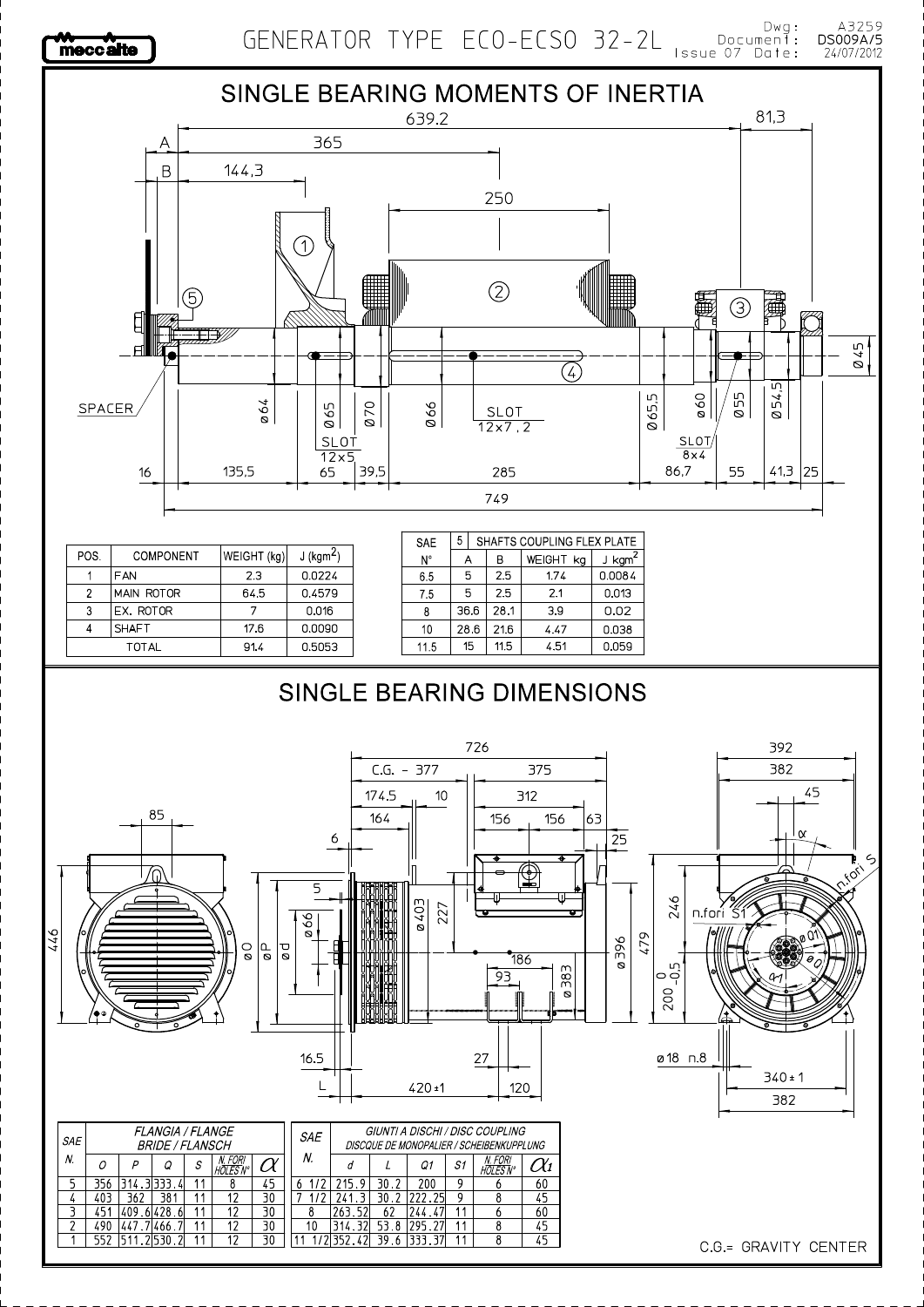meccalte

# GENERATOR TYPE ECO-ECSO 32-2L

Dwg: A3259
Document: DS009A/5
Issue 07 Date: 24/07/2012

## SINGLE BEARING MOMENTS OF INERTIA

639.2
81,3
A
365
B
144,3
250
SPACER
ø64
ø65
ø70
ø66
SLOT 12x5
SLOT 12x7,2
ø65,5
ø60
ø55
ø54,5
SLOT 8x4
ø45
16
135,5
65
39,5
285
86,7
55
41,3
25
749

| POS. | COMPONENT | WEIGHT (kg) | J ($kgm^2$) |
|---|---|---|---|
| 1 | FAN | 2.3 | 0.0224 |
| 2 | MAIN ROTOR | 64.5 | 0.4579 |
| 3 | EX. ROTOR | 7 | 0.016 |
| 4 | SHAFT | 17.6 | 0.0090 |
| | TOTAL | 91.4 | 0.5053 |

| SAE | 5 SHAFTS COUPLING FLEX PLATE | | | |
|---|---|---|---|---|
| N° | A | B | WEIGHT kg | J $kgm^2$ |
| 6.5 | 5 | 2.5 | 1.74 | 0.0084 |
| 7.5 | 5 | 2.5 | 2.1 | 0.013 |
| 8 | 36.6 | 28.1 | 3.9 | 0.02 |
| 10 | 28.6 | 21.6 | 4.47 | 0.038 |
| 11.5 | 15 | 11.5 | 4.51 | 0.059 |

## SINGLE BEARING DIMENSIONS

726
C.G. - 377
375
174.5
10
312
164
156
156
63
85
6
25
5
446
øO
øP
ød
ø66
ø403
227
186
93
ø383
ø396
479
246
200 0/-0,5
16.5
L
420±1
27
120
392
382
45
α
n.fori S
n.fori S1
øQ1
øQ
α1
ø18 n.8
340±1
382

| SAE | FLANGIA / FLANGE BRIDE / FLANSCH | | | | | |
|---|---|---|---|---|---|---|
| N. | O | P | Q | S | N. FORI HOLES N° | α |
| 5 | 356 | 314.3 | 333.4 | 11 | 8 | 45 |
| 4 | 403 | 362 | 381 | 11 | 12 | 30 |
| 3 | 451 | 409.6 | 428.6 | 11 | 12 | 30 |
| 2 | 490 | 447.7 | 466.7 | 11 | 12 | 30 |
| 1 | 552 | 511.2 | 530.2 | 11 | 12 | 30 |

| SAE | GIUNTI A DISCHI / DISC COUPLING DISCQUE DE MONOPALIER / SCHEIBENKUPPLUNG | | | | | |
|---|---|---|---|---|---|---|
| N. | d | L | Q1 | S1 | N. FORI HOLES N° | $\alpha_1$ |
| 6 1/2 | 215.9 | 30.2 | 200 | 9 | 6 | 60 |
| 7 1/2 | 241.3 | 30.2 | 222.25 | 9 | 8 | 45 |
| 8 | 263.52 | 62 | 244.47 | 11 | 6 | 60 |
| 10 | 314.32 | 53.8 | 295.27 | 11 | 8 | 45 |
| 11 1/2 | 352.42 | 39.6 | 333.37 | 11 | 8 | 45 |

C.G.= GRAVITY CENTER